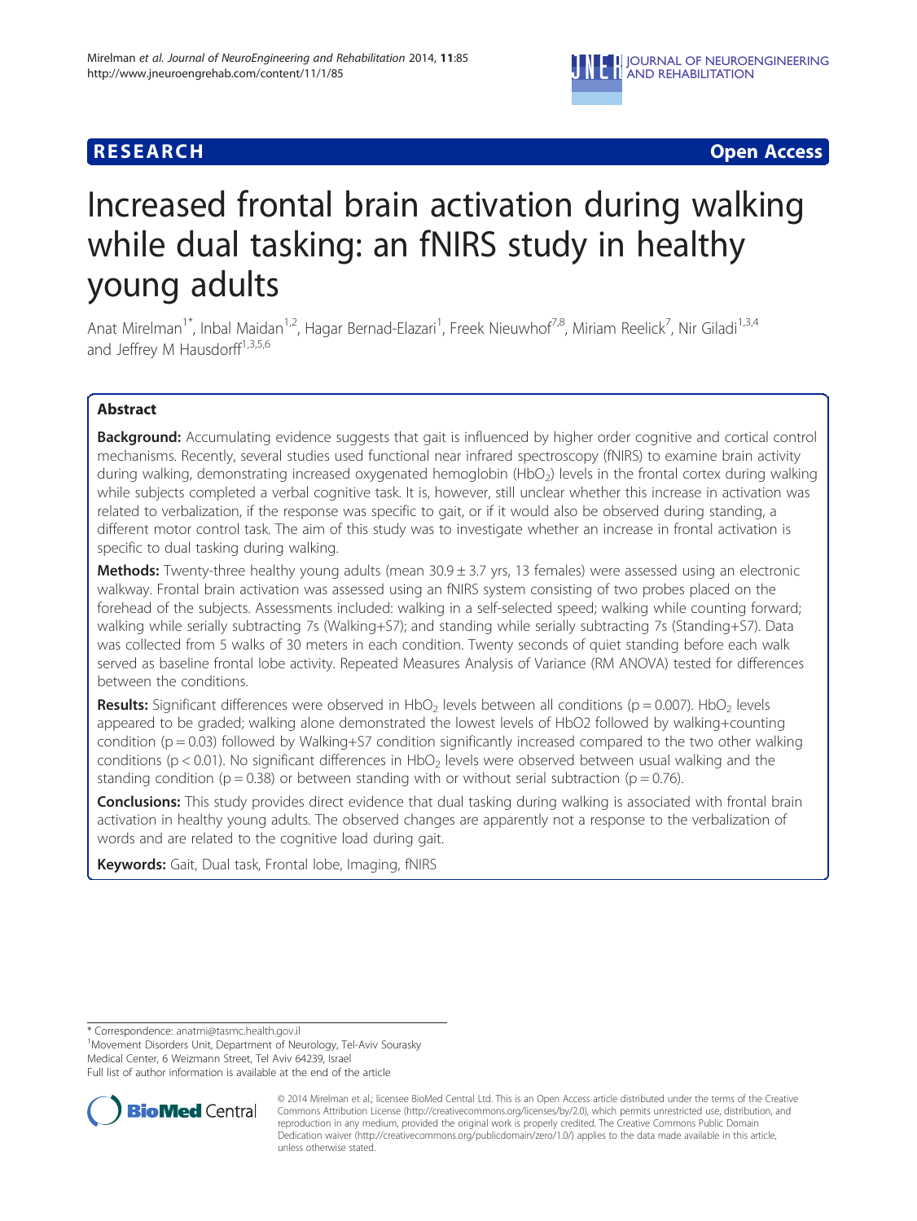RESEARCH Open Access

# Increased frontal brain activation during walking while dual tasking: an fNIRS study in healthy young adults

Anat Mirelman[1*], Inbal Maidan[1,2], Hagar Bernad-Elazari[1], Freek Nieuwhof[7,8], Miriam Reelick[7], Nir Giladi[1,3,4] and Jeffrey M Hausdorff[1,3,5,6]

## Abstract

**Background:** Accumulating evidence suggests that gait is influenced by higher order cognitive and cortical control mechanisms. Recently, several studies used functional near infrared spectroscopy (fNIRS) to examine brain activity during walking, demonstrating increased oxygenated hemoglobin ($HbO_2$) levels in the frontal cortex during walking while subjects completed a verbal cognitive task. It is, however, still unclear whether this increase in activation was related to verbalization, if the response was specific to gait, or if it would also be observed during standing, a different motor control task. The aim of this study was to investigate whether an increase in frontal activation is specific to dual tasking during walking.

**Methods:** Twenty-three healthy young adults (mean 30.9 ± 3.7 yrs, 13 females) were assessed using an electronic walkway. Frontal brain activation was assessed using an fNIRS system consisting of two probes placed on the forehead of the subjects. Assessments included: walking in a self-selected speed; walking while counting forward; walking while serially subtracting 7s (Walking+S7); and standing while serially subtracting 7s (Standing+S7). Data was collected from 5 walks of 30 meters in each condition. Twenty seconds of quiet standing before each walk served as baseline frontal lobe activity. Repeated Measures Analysis of Variance (RM ANOVA) tested for differences between the conditions.

**Results:** Significant differences were observed in $HbO_2$ levels between all conditions ($p = 0.007$). $HbO_2$ levels appeared to be graded; walking alone demonstrated the lowest levels of HbO2 followed by walking+counting condition ($p = 0.03$) followed by Walking+S7 condition significantly increased compared to the two other walking conditions ($p < 0.01$). No significant differences in $HbO_2$ levels were observed between usual walking and the standing condition ($p = 0.38$) or between standing with or without serial subtraction ($p = 0.76$).

**Conclusions:** This study provides direct evidence that dual tasking during walking is associated with frontal brain activation in healthy young adults. The observed changes are apparently not a response to the verbalization of words and are related to the cognitive load during gait.

**Keywords:** Gait, Dual task, Frontal lobe, Imaging, fNIRS

\* Correspondence: anatmi@tasmc.health.gov.il
[1]Movement Disorders Unit, Department of Neurology, Tel-Aviv Sourasky Medical Center, 6 Weizmann Street, Tel Aviv 64239, Israel
Full list of author information is available at the end of the article

© 2014 Mirelman et al.; licensee BioMed Central Ltd. This is an Open Access article distributed under the terms of the Creative Commons Attribution License (http://creativecommons.org/licenses/by/2.0), which permits unrestricted use, distribution, and reproduction in any medium, provided the original work is properly credited. The Creative Commons Public Domain Dedication waiver (http://creativecommons.org/publicdomain/zero/1.0/) applies to the data made available in this article, unless otherwise stated.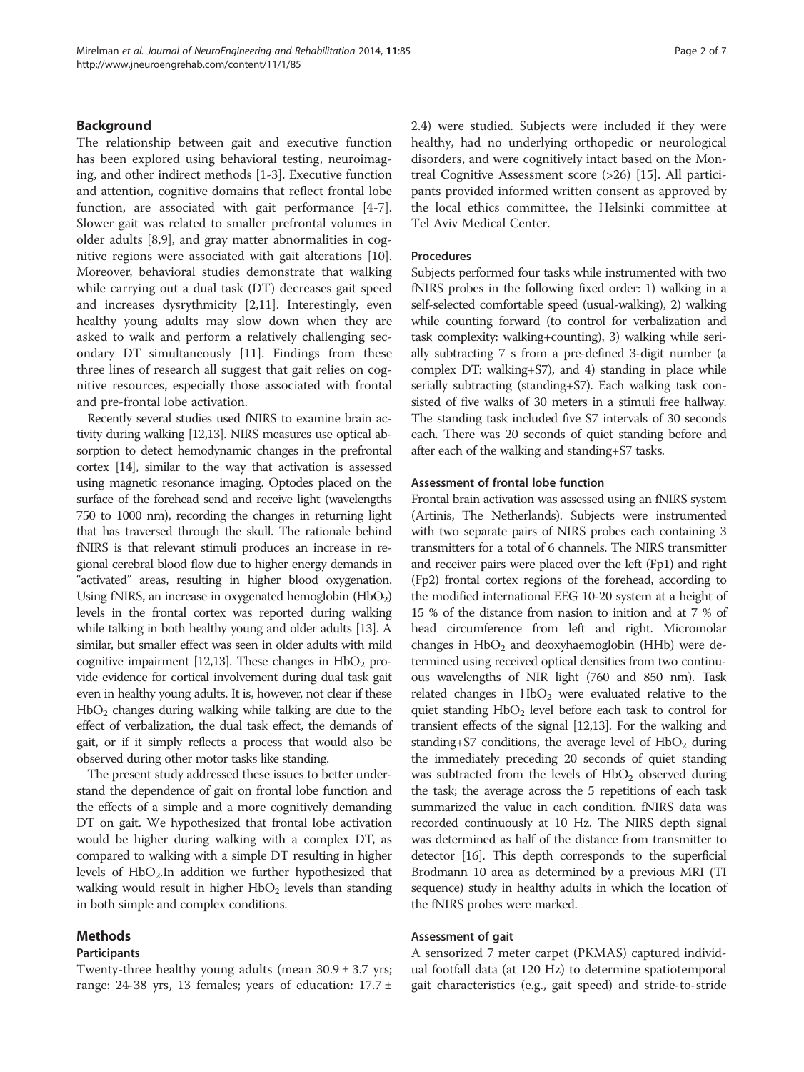## Background

The relationship between gait and executive function has been explored using behavioral testing, neuroimaging, and other indirect methods [1-3]. Executive function and attention, cognitive domains that reflect frontal lobe function, are associated with gait performance [4-7]. Slower gait was related to smaller prefrontal volumes in older adults [8,9], and gray matter abnormalities in cognitive regions were associated with gait alterations [10]. Moreover, behavioral studies demonstrate that walking while carrying out a dual task (DT) decreases gait speed and increases dysrythmicity [2,11]. Interestingly, even healthy young adults may slow down when they are asked to walk and perform a relatively challenging secondary DT simultaneously [11]. Findings from these three lines of research all suggest that gait relies on cognitive resources, especially those associated with frontal and pre-frontal lobe activation.

Recently several studies used fNIRS to examine brain activity during walking [12,13]. NIRS measures use optical absorption to detect hemodynamic changes in the prefrontal cortex [14], similar to the way that activation is assessed using magnetic resonance imaging. Optodes placed on the surface of the forehead send and receive light (wavelengths 750 to 1000 nm), recording the changes in returning light that has traversed through the skull. The rationale behind fNIRS is that relevant stimuli produces an increase in regional cerebral blood flow due to higher energy demands in "activated" areas, resulting in higher blood oxygenation. Using fNIRS, an increase in oxygenated hemoglobin ($HbO_2$) levels in the frontal cortex was reported during walking while talking in both healthy young and older adults [13]. A similar, but smaller effect was seen in older adults with mild cognitive impairment [12,13]. These changes in $HbO_2$ provide evidence for cortical involvement during dual task gait even in healthy young adults. It is, however, not clear if these $HbO_2$ changes during walking while talking are due to the effect of verbalization, the dual task effect, the demands of gait, or if it simply reflects a process that would also be observed during other motor tasks like standing.

The present study addressed these issues to better understand the dependence of gait on frontal lobe function and the effects of a simple and a more cognitively demanding DT on gait. We hypothesized that frontal lobe activation would be higher during walking with a complex DT, as compared to walking with a simple DT resulting in higher levels of $HbO_2$.In addition we further hypothesized that walking would result in higher $HbO_2$ levels than standing in both simple and complex conditions.

## Methods

### Participants

Twenty-three healthy young adults (mean 30.9 ± 3.7 yrs; range: 24-38 yrs, 13 females; years of education: 17.7 ± 2.4) were studied. Subjects were included if they were healthy, had no underlying orthopedic or neurological disorders, and were cognitively intact based on the Montreal Cognitive Assessment score (>26) [15]. All participants provided informed written consent as approved by the local ethics committee, the Helsinki committee at Tel Aviv Medical Center.

### Procedures

Subjects performed four tasks while instrumented with two fNIRS probes in the following fixed order: 1) walking in a self-selected comfortable speed (usual-walking), 2) walking while counting forward (to control for verbalization and task complexity: walking+counting), 3) walking while serially subtracting 7 s from a pre-defined 3-digit number (a complex DT: walking+S7), and 4) standing in place while serially subtracting (standing+S7). Each walking task consisted of five walks of 30 meters in a stimuli free hallway. The standing task included five S7 intervals of 30 seconds each. There was 20 seconds of quiet standing before and after each of the walking and standing+S7 tasks.

### Assessment of frontal lobe function

Frontal brain activation was assessed using an fNIRS system (Artinis, The Netherlands). Subjects were instrumented with two separate pairs of NIRS probes each containing 3 transmitters for a total of 6 channels. The NIRS transmitter and receiver pairs were placed over the left (Fp1) and right (Fp2) frontal cortex regions of the forehead, according to the modified international EEG 10-20 system at a height of 15 % of the distance from nasion to inition and at 7 % of head circumference from left and right. Micromolar changes in $HbO_2$ and deoxyhaemoglobin (HHb) were determined using received optical densities from two continuous wavelengths of NIR light (760 and 850 nm). Task related changes in $HbO_2$ were evaluated relative to the quiet standing $HbO_2$ level before each task to control for transient effects of the signal [12,13]. For the walking and standing+S7 conditions, the average level of $HbO_2$ during the immediately preceding 20 seconds of quiet standing was subtracted from the levels of $HbO_2$ observed during the task; the average across the 5 repetitions of each task summarized the value in each condition. fNIRS data was recorded continuously at 10 Hz. The NIRS depth signal was determined as half of the distance from transmitter to detector [16]. This depth corresponds to the superficial Brodmann 10 area as determined by a previous MRI (TI sequence) study in healthy adults in which the location of the fNIRS probes were marked.

### Assessment of gait

A sensorized 7 meter carpet (PKMAS) captured individual footfall data (at 120 Hz) to determine spatiotemporal gait characteristics (e.g., gait speed) and stride-to-stride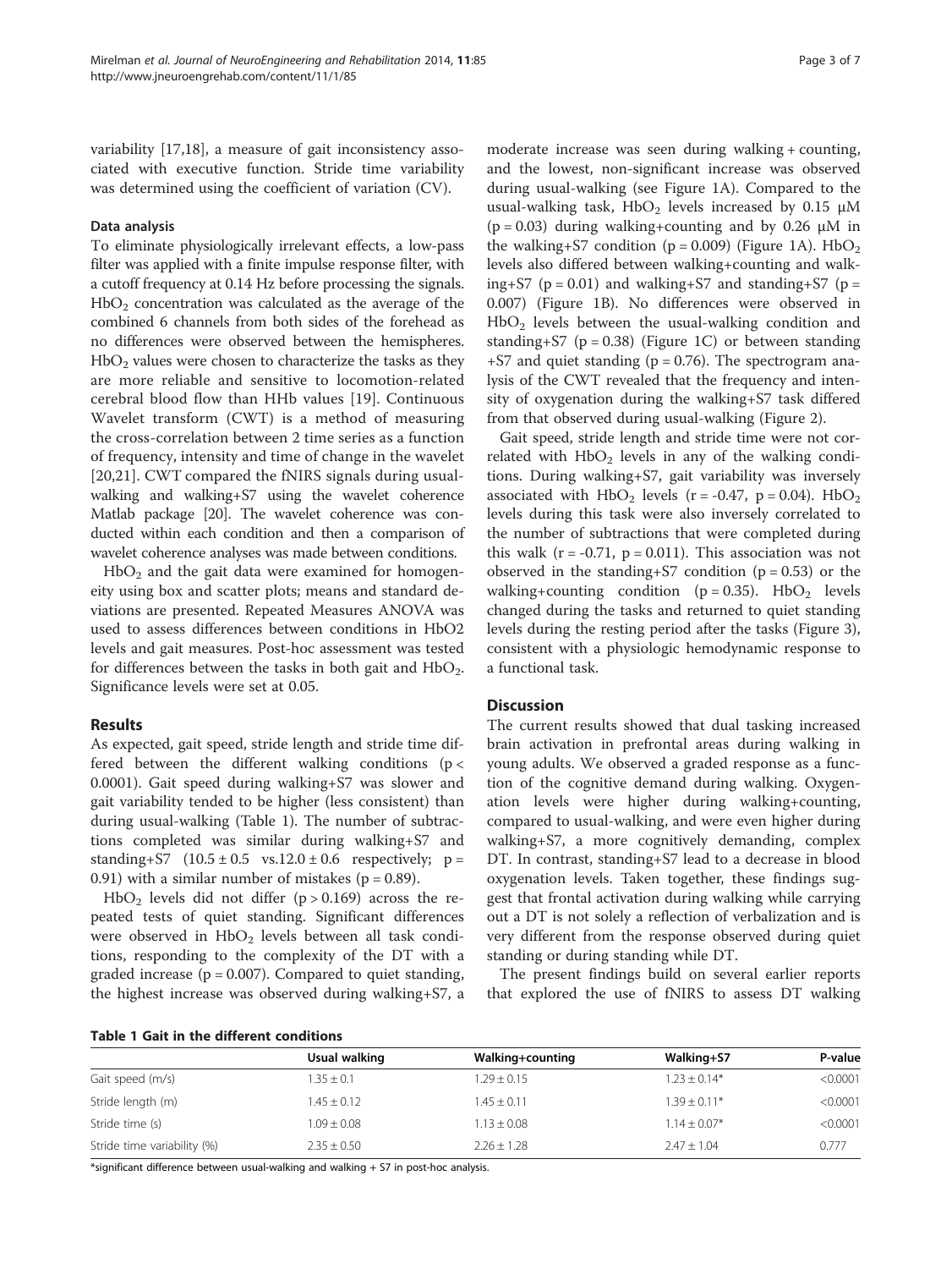variability [17,18], a measure of gait inconsistency associated with executive function. Stride time variability was determined using the coefficient of variation (CV).

### Data analysis

To eliminate physiologically irrelevant effects, a low-pass filter was applied with a finite impulse response filter, with a cutoff frequency at 0.14 Hz before processing the signals. $HbO_2$ concentration was calculated as the average of the combined 6 channels from both sides of the forehead as no differences were observed between the hemispheres. $HbO_2$ values were chosen to characterize the tasks as they are more reliable and sensitive to locomotion-related cerebral blood flow than HHb values [19]. Continuous Wavelet transform (CWT) is a method of measuring the cross-correlation between 2 time series as a function of frequency, intensity and time of change in the wavelet [20,21]. CWT compared the fNIRS signals during usual-walking and walking+S7 using the wavelet coherence Matlab package [20]. The wavelet coherence was conducted within each condition and then a comparison of wavelet coherence analyses was made between conditions.

$HbO_2$ and the gait data were examined for homogeneity using box and scatter plots; means and standard deviations are presented. Repeated Measures ANOVA was used to assess differences between conditions in HbO2 levels and gait measures. Post-hoc assessment was tested for differences between the tasks in both gait and $HbO_2$. Significance levels were set at 0.05.

## Results

As expected, gait speed, stride length and stride time differed between the different walking conditions ($p < 0.0001$). Gait speed during walking+S7 was slower and gait variability tended to be higher (less consistent) than during usual-walking (Table 1). The number of subtractions completed was similar during walking+S7 and standing+S7 ($10.5 \pm 0.5$ vs.$12.0 \pm 0.6$ respectively; $p = 0.91$) with a similar number of mistakes ($p = 0.89$).

$HbO_2$ levels did not differ ($p > 0.169$) across the repeated tests of quiet standing. Significant differences were observed in $HbO_2$ levels between all task conditions, responding to the complexity of the DT with a graded increase ($p = 0.007$). Compared to quiet standing, the highest increase was observed during walking+S7, a moderate increase was seen during walking + counting, and the lowest, non-significant increase was observed during usual-walking (see Figure 1A). Compared to the usual-walking task, $HbO_2$ levels increased by 0.15 μM ($p = 0.03$) during walking+counting and by 0.26 μM in the walking+S7 condition ($p = 0.009$) (Figure 1A). $HbO_2$ levels also differed between walking+counting and walking+S7 ($p = 0.01$) and walking+S7 and standing+S7 ($p = 0.007$) (Figure 1B). No differences were observed in $HbO_2$ levels between the usual-walking condition and standing+S7 ($p = 0.38$) (Figure 1C) or between standing +S7 and quiet standing ($p = 0.76$). The spectrogram analysis of the CWT revealed that the frequency and intensity of oxygenation during the walking+S7 task differed from that observed during usual-walking (Figure 2).

Gait speed, stride length and stride time were not correlated with $HbO_2$ levels in any of the walking conditions. During walking+S7, gait variability was inversely associated with $HbO_2$ levels ($r = -0.47$, $p = 0.04$). $HbO_2$ levels during this task were also inversely correlated to the number of subtractions that were completed during this walk ($r = -0.71$, $p = 0.011$). This association was not observed in the standing+S7 condition ($p = 0.53$) or the walking+counting condition ($p = 0.35$). $HbO_2$ levels changed during the tasks and returned to quiet standing levels during the resting period after the tasks (Figure 3), consistent with a physiologic hemodynamic response to a functional task.

## Discussion

The current results showed that dual tasking increased brain activation in prefrontal areas during walking in young adults. We observed a graded response as a function of the cognitive demand during walking. Oxygenation levels were higher during walking+counting, compared to usual-walking, and were even higher during walking+S7, a more cognitively demanding, complex DT. In contrast, standing+S7 lead to a decrease in blood oxygenation levels. Taken together, these findings suggest that frontal activation during walking while carrying out a DT is not solely a reflection of verbalization and is very different from the response observed during quiet standing or during standing while DT.

The present findings build on several earlier reports that explored the use of fNIRS to assess DT walking

**Table 1 Gait in the different conditions**

| | Usual walking | Walking+counting | Walking+S7 | P-value |
|---|---|---|---|---|
| Gait speed (m/s) | $1.35 \pm 0.1$ | $1.29 \pm 0.15$ | $1.23 \pm 0.14$* | <0.0001 |
| Stride length (m) | $1.45 \pm 0.12$ | $1.45 \pm 0.11$ | $1.39 \pm 0.11$* | <0.0001 |
| Stride time (s) | $1.09 \pm 0.08$ | $1.13 \pm 0.08$ | $1.14 \pm 0.07$* | <0.0001 |
| Stride time variability (%) | $2.35 \pm 0.50$ | $2.26 \pm 1.28$ | $2.47 \pm 1.04$ | 0.777 |

*significant difference between usual-walking and walking + S7 in post-hoc analysis.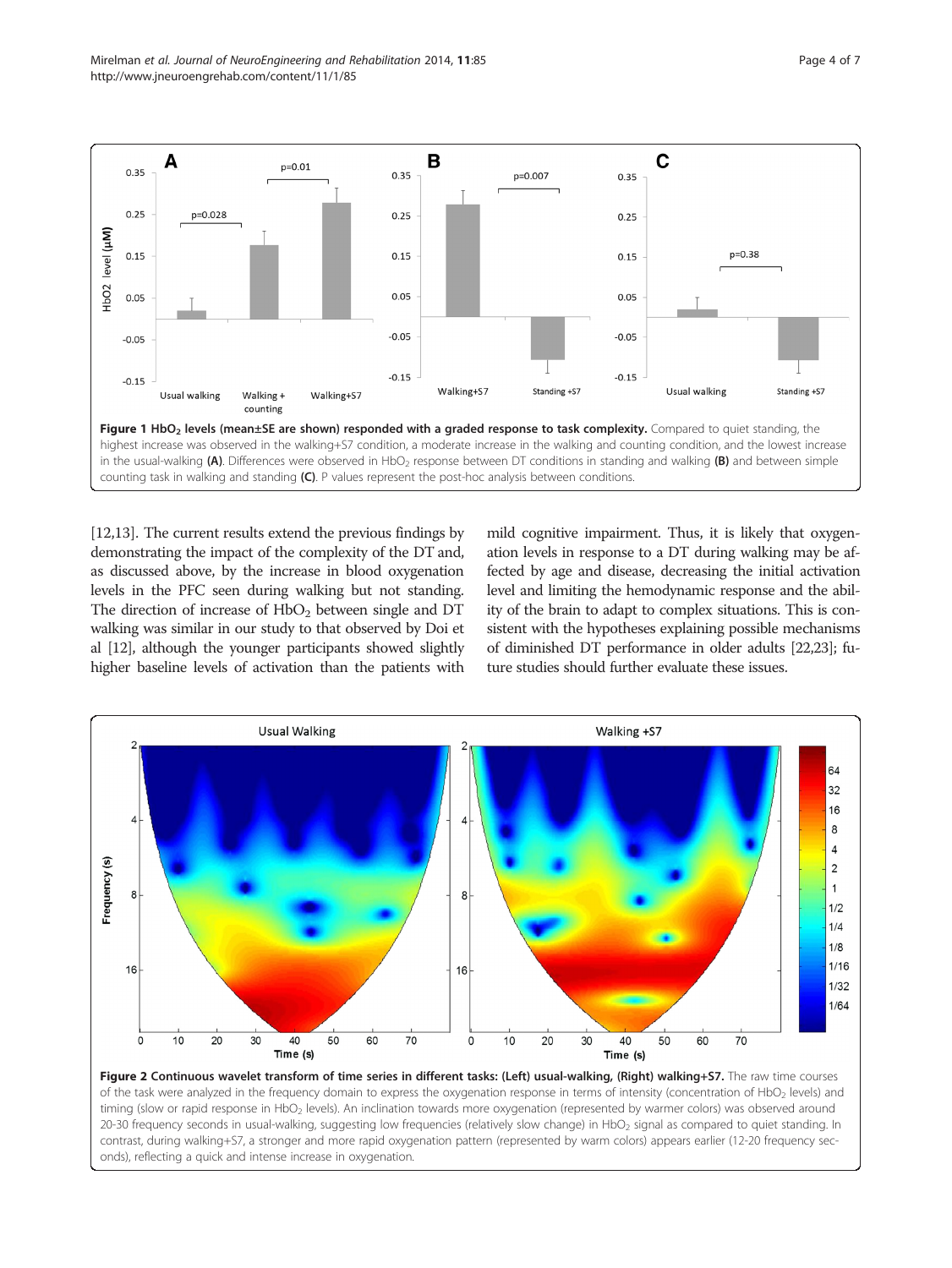**Figure 1 $HbO_2$ levels (mean±SE are shown) responded with a graded response to task complexity.** Compared to quiet standing, the highest increase was observed in the walking+S7 condition, a moderate increase in the walking and counting condition, and the lowest increase in the usual-walking **(A)**. Differences were observed in $HbO_2$ response between DT conditions in standing and walking **(B)** and between simple counting task in walking and standing **(C)**. P values represent the post-hoc analysis between conditions.

[12,13]. The current results extend the previous findings by demonstrating the impact of the complexity of the DT and, as discussed above, by the increase in blood oxygenation levels in the PFC seen during walking but not standing. The direction of increase of $HbO_2$ between single and DT walking was similar in our study to that observed by Doi et al [12], although the younger participants showed slightly higher baseline levels of activation than the patients with mild cognitive impairment. Thus, it is likely that oxygenation levels in response to a DT during walking may be affected by age and disease, decreasing the initial activation level and limiting the hemodynamic response and the ability of the brain to adapt to complex situations. This is consistent with the hypotheses explaining possible mechanisms of diminished DT performance in older adults [22,23]; future studies should further evaluate these issues.

**Figure 2 Continuous wavelet transform of time series in different tasks: (Left) usual-walking, (Right) walking+S7.** The raw time courses of the task were analyzed in the frequency domain to express the oxygenation response in terms of intensity (concentration of $HbO_2$ levels) and timing (slow or rapid response in $HbO_2$ levels). An inclination towards more oxygenation (represented by warmer colors) was observed around 20-30 frequency seconds in usual-walking, suggesting low frequencies (relatively slow change) in $HbO_2$ signal as compared to quiet standing. In contrast, during walking+S7, a stronger and more rapid oxygenation pattern (represented by warm colors) appears earlier (12-20 frequency seconds), reflecting a quick and intense increase in oxygenation.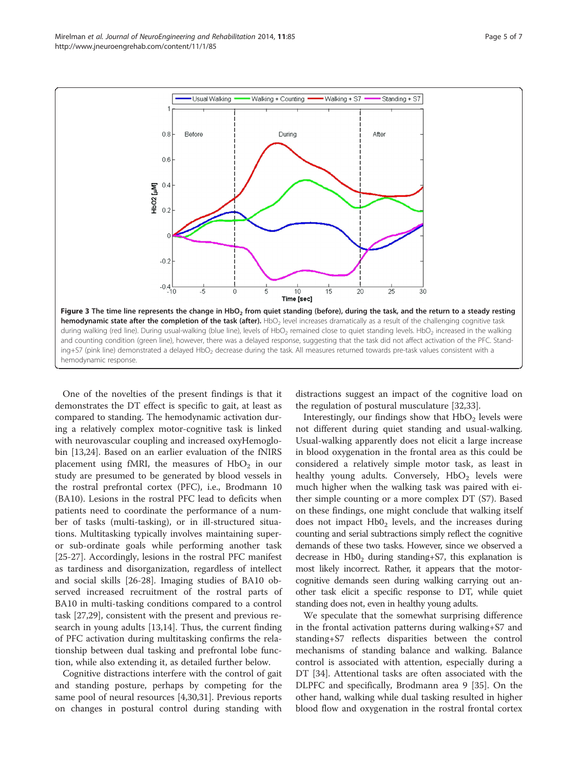**Figure 3 The time line represents the change in $HbO_2$ from quiet standing (before), during the task, and the return to a steady resting hemodynamic state after the completion of the task (after).** $HbO_2$ level increases dramatically as a result of the challenging cognitive task during walking (red line). During usual-walking (blue line), levels of $HbO_2$ remained close to quiet standing levels. $HbO_2$ increased in the walking and counting condition (green line), however, there was a delayed response, suggesting that the task did not affect activation of the PFC. Standing+S7 (pink line) demonstrated a delayed $HbO_2$ decrease during the task. All measures returned towards pre-task values consistent with a hemodynamic response.

One of the novelties of the present findings is that it demonstrates the DT effect is specific to gait, at least as compared to standing. The hemodynamic activation during a relatively complex motor-cognitive task is linked with neurovascular coupling and increased oxyHemoglobin [13,24]. Based on an earlier evaluation of the fNIRS placement using fMRI, the measures of $HbO_2$ in our study are presumed to be generated by blood vessels in the rostral prefrontal cortex (PFC), i.e., Brodmann 10 (BA10). Lesions in the rostral PFC lead to deficits when patients need to coordinate the performance of a number of tasks (multi-tasking), or in ill-structured situations. Multitasking typically involves maintaining super- or sub-ordinate goals while performing another task [25-27]. Accordingly, lesions in the rostral PFC manifest as tardiness and disorganization, regardless of intellect and social skills [26-28]. Imaging studies of BA10 observed increased recruitment of the rostral parts of BA10 in multi-tasking conditions compared to a control task [27,29], consistent with the present and previous research in young adults [13,14]. Thus, the current finding of PFC activation during multitasking confirms the relationship between dual tasking and prefrontal lobe function, while also extending it, as detailed further below.

Cognitive distractions interfere with the control of gait and standing posture, perhaps by competing for the same pool of neural resources [4,30,31]. Previous reports on changes in postural control during standing with distractions suggest an impact of the cognitive load on the regulation of postural musculature [32,33].

Interestingly, our findings show that $HbO_2$ levels were not different during quiet standing and usual-walking. Usual-walking apparently does not elicit a large increase in blood oxygenation in the frontal area as this could be considered a relatively simple motor task, as least in healthy young adults. Conversely, $HbO_2$ levels were much higher when the walking task was paired with either simple counting or a more complex DT (S7). Based on these findings, one might conclude that walking itself does not impact $Hb0_2$ levels, and the increases during counting and serial subtractions simply reflect the cognitive demands of these two tasks. However, since we observed a decrease in $Hb0_2$ during standing+S7, this explanation is most likely incorrect. Rather, it appears that the motor-cognitive demands seen during walking carrying out another task elicit a specific response to DT, while quiet standing does not, even in healthy young adults.

We speculate that the somewhat surprising difference in the frontal activation patterns during walking+S7 and standing+S7 reflects disparities between the control mechanisms of standing balance and walking. Balance control is associated with attention, especially during a DT [34]. Attentional tasks are often associated with the DLPFC and specifically, Brodmann area 9 [35]. On the other hand, walking while dual tasking resulted in higher blood flow and oxygenation in the rostral frontal cortex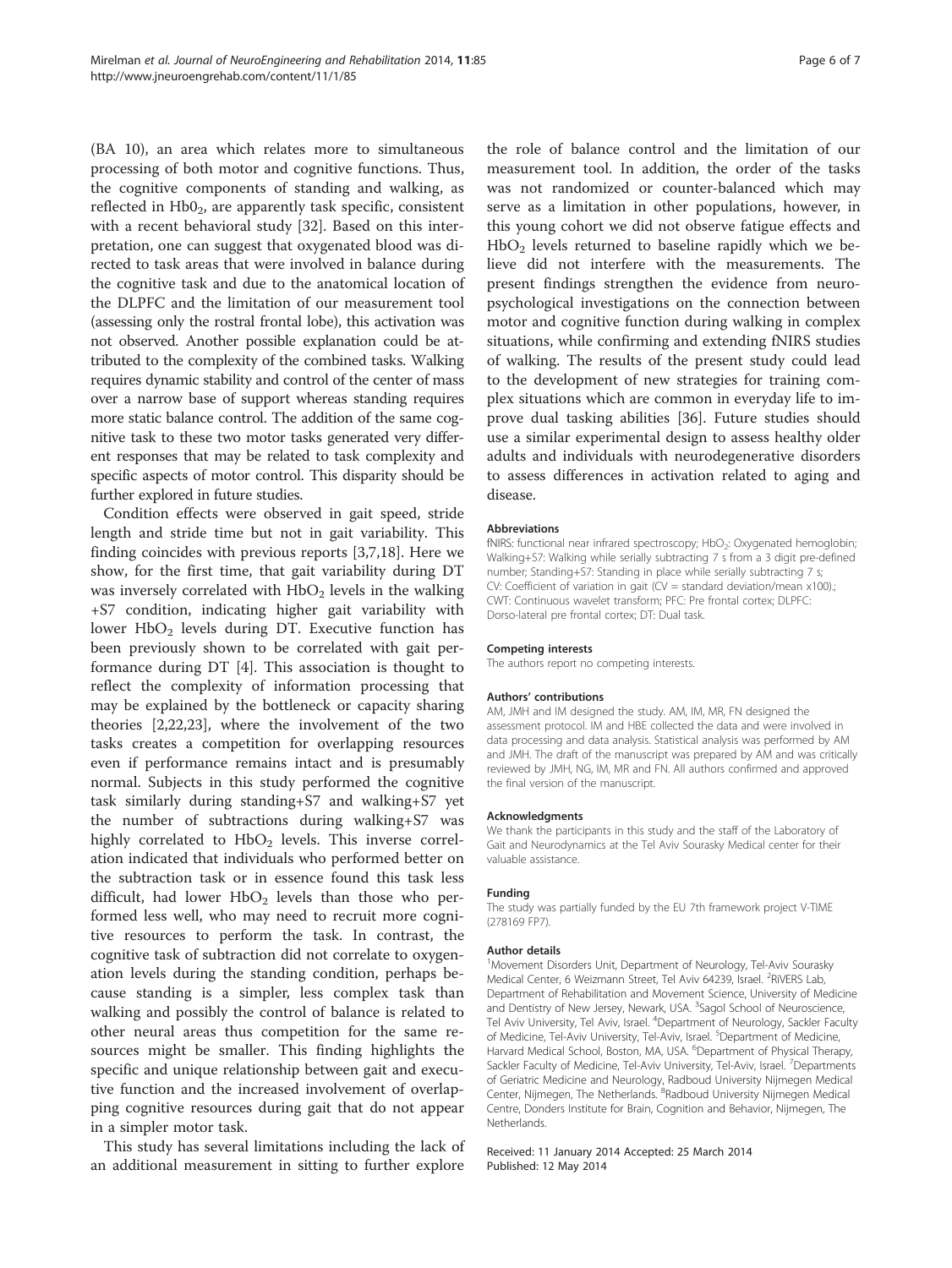(BA 10), an area which relates more to simultaneous processing of both motor and cognitive functions. Thus, the cognitive components of standing and walking, as reflected in $Hb0_2$, are apparently task specific, consistent with a recent behavioral study [32]. Based on this interpretation, one can suggest that oxygenated blood was directed to task areas that were involved in balance during the cognitive task and due to the anatomical location of the DLPFC and the limitation of our measurement tool (assessing only the rostral frontal lobe), this activation was not observed. Another possible explanation could be attributed to the complexity of the combined tasks. Walking requires dynamic stability and control of the center of mass over a narrow base of support whereas standing requires more static balance control. The addition of the same cognitive task to these two motor tasks generated very different responses that may be related to task complexity and specific aspects of motor control. This disparity should be further explored in future studies.

Condition effects were observed in gait speed, stride length and stride time but not in gait variability. This finding coincides with previous reports [3,7,18]. Here we show, for the first time, that gait variability during DT was inversely correlated with $HbO_2$ levels in the walking +S7 condition, indicating higher gait variability with lower $HbO_2$ levels during DT. Executive function has been previously shown to be correlated with gait performance during DT [4]. This association is thought to reflect the complexity of information processing that may be explained by the bottleneck or capacity sharing theories [2,22,23], where the involvement of the two tasks creates a competition for overlapping resources even if performance remains intact and is presumably normal. Subjects in this study performed the cognitive task similarly during standing+S7 and walking+S7 yet the number of subtractions during walking+S7 was highly correlated to $HbO_2$ levels. This inverse correlation indicated that individuals who performed better on the subtraction task or in essence found this task less difficult, had lower $HbO_2$ levels than those who performed less well, who may need to recruit more cognitive resources to perform the task. In contrast, the cognitive task of subtraction did not correlate to oxygenation levels during the standing condition, perhaps because standing is a simpler, less complex task than walking and possibly the control of balance is related to other neural areas thus competition for the same resources might be smaller. This finding highlights the specific and unique relationship between gait and executive function and the increased involvement of overlapping cognitive resources during gait that do not appear in a simpler motor task.

This study has several limitations including the lack of an additional measurement in sitting to further explore the role of balance control and the limitation of our measurement tool. In addition, the order of the tasks was not randomized or counter-balanced which may serve as a limitation in other populations, however, in this young cohort we did not observe fatigue effects and $HbO_2$ levels returned to baseline rapidly which we believe did not interfere with the measurements. The present findings strengthen the evidence from neuropsychological investigations on the connection between motor and cognitive function during walking in complex situations, while confirming and extending fNIRS studies of walking. The results of the present study could lead to the development of new strategies for training complex situations which are common in everyday life to improve dual tasking abilities [36]. Future studies should use a similar experimental design to assess healthy older adults and individuals with neurodegenerative disorders to assess differences in activation related to aging and disease.

#### Abbreviations
fNIRS: functional near infrared spectroscopy; $HbO_2$: Oxygenated hemoglobin; Walking+S7: Walking while serially subtracting 7 s from a 3 digit pre-defined number; Standing+S7: Standing in place while serially subtracting 7 s; CV: Coefficient of variation in gait (CV = standard deviation/mean x100).; CWT: Continuous wavelet transform; PFC: Pre frontal cortex; DLPFC: Dorso-lateral pre frontal cortex; DT: Dual task.

#### Competing interests
The authors report no competing interests.

#### Authors' contributions
AM, JMH and IM designed the study. AM, IM, MR, FN designed the assessment protocol. IM and HBE collected the data and were involved in data processing and data analysis. Statistical analysis was performed by AM and JMH. The draft of the manuscript was prepared by AM and was critically reviewed by JMH, NG, IM, MR and FN. All authors confirmed and approved the final version of the manuscript.

#### Acknowledgments
We thank the participants in this study and the staff of the Laboratory of Gait and Neurodynamics at the Tel Aviv Sourasky Medical center for their valuable assistance.

#### Funding
The study was partially funded by the EU 7th framework project V-TIME (278169 FP7).

#### Author details
[1]Movement Disorders Unit, Department of Neurology, Tel-Aviv Sourasky Medical Center, 6 Weizmann Street, Tel Aviv 64239, Israel. [2]RIVERS Lab, Department of Rehabilitation and Movement Science, University of Medicine and Dentistry of New Jersey, Newark, USA. [3]Sagol School of Neuroscience, Tel Aviv University, Tel Aviv, Israel. [4]Department of Neurology, Sackler Faculty of Medicine, Tel-Aviv University, Tel-Aviv, Israel. [5]Department of Medicine, Harvard Medical School, Boston, MA, USA. [6]Department of Physical Therapy, Sackler Faculty of Medicine, Tel-Aviv University, Tel-Aviv, Israel. [7]Departments of Geriatric Medicine and Neurology, Radboud University Nijmegen Medical Center, Nijmegen, The Netherlands. [8]Radboud University Nijmegen Medical Centre, Donders Institute for Brain, Cognition and Behavior, Nijmegen, The Netherlands.

Received: 11 January 2014 Accepted: 25 March 2014
Published: 12 May 2014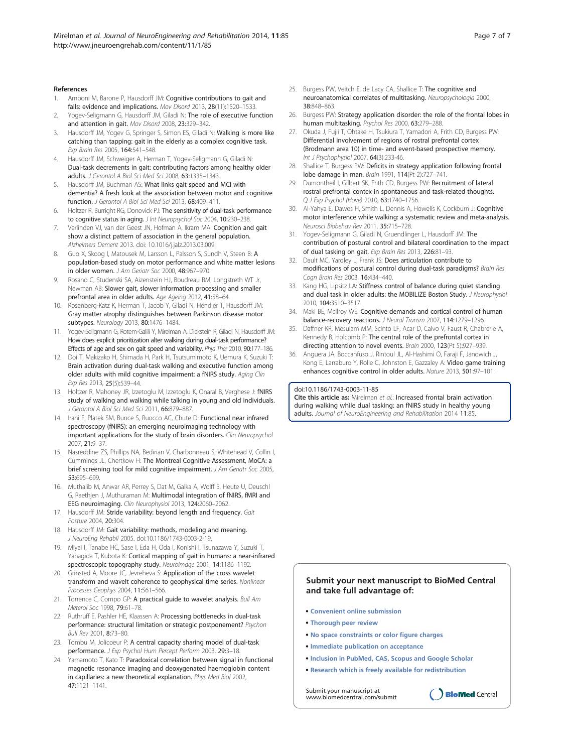## References

1. Amboni M, Barone P, Hausdorff JM: **Cognitive contributions to gait and falls: evidence and implications.** *Mov Disord* 2013, **28**(11):1520–1533.
2. Yogev-Seligmann G, Hausdorff JM, Giladi N: **The role of executive function and attention in gait.** *Mov Disord* 2008, **23**:329–342.
3. Hausdorff JM, Yogev G, Springer S, Simon ES, Giladi N: **Walking is more like catching than tapping: gait in the elderly as a complex cognitive task.** *Exp Brain Res* 2005, **164**:541–548.
4. Hausdorff JM, Schweiger A, Herman T, Yogev-Seligmann G, Giladi N: **Dual-task decrements in gait: contributing factors among healthy older adults.** *J Gerontol A Biol Sci Med Sci* 2008, **63**:1335–1343.
5. Hausdorff JM, Buchman AS: **What links gait speed and MCI with dementia? A fresh look at the association between motor and cognitive function.** *J Gerontol A Biol Sci Med Sci* 2013, **68**:409–411.
6. Holtzer R, Burright RG, Donovick PJ: **The sensitivity of dual-task performance to cognitive status in aging.** *J Int Neuropsychol Soc* 2004, **10**:230–238.
7. Verlinden VJ, van der Geest JN, Hofman A, Ikram MA: **Cognition and gait show a distinct pattern of association in the general population.** *Alzheimers Dement* 2013. doi: 10.1016/j.jalz.2013.03.009.
8. Guo X, Skoog I, Matousek M, Larsson L, Palsson S, Sundh V, Steen B: **A population-based study on motor performance and white matter lesions in older women.** *J Am Geriatr Soc* 2000, **48**:967–970.
9. Rosano C, Studenski SA, Aizenstein HJ, Boudreau RM, Longstreth WT Jr, Newman AB: **Slower gait, slower information processing and smaller prefrontal area in older adults.** *Age Ageing* 2012, **41**:58–64.
10. Rosenberg-Katz K, Herman T, Jacob Y, Giladi N, Hendler T, Hausdorff JM: **Gray matter atrophy distinguishes between Parkinson disease motor subtypes.** *Neurology* 2013, **80**:1476–1484.
11. Yogev-Seligmann G, Rotem-Galili Y, Mirelman A, Dickstein R, Giladi N, Hausdorff JM: **How does explicit prioritization alter walking during dual-task performance? Effects of age and sex on gait speed and variability.** *Phys Ther* 2010, **90**:177–186.
12. Doi T, Makizako H, Shimada H, Park H, Tsutsumimoto K, Uemura K, Suzuki T: **Brain activation during dual-task walking and executive function among older adults with mild cognitive impairment: a fNIRS study.** *Aging Clin Exp Res* 2013, **25**(5):539–44.
13. Holtzer R, Mahoney JR, Izzetoglu M, Izzetoglu K, Onaral B, Verghese J: **fNIRS study of walking and walking while talking in young and old individuals.** *J Gerontol A Biol Sci Med Sci* 2011, **66**:879–887.
14. Irani F, Platek SM, Bunce S, Ruocco AC, Chute D: **Functional near infrared spectroscopy (fNIRS): an emerging neuroimaging technology with important applications for the study of brain disorders.** *Clin Neuropsychol* 2007, **21**:9–37.
15. Nasreddine ZS, Phillips NA, Bedirian V, Charbonneau S, Whitehead V, Collin I, Cummings JL, Chertkow H: **The Montreal Cognitive Assessment, MoCA: a brief screening tool for mild cognitive impairment.** *J Am Geriatr Soc* 2005, **53**:695–699.
16. Muthalib M, Anwar AR, Perrey S, Dat M, Galka A, Wolff S, Heute U, Deuschl G, Raethjen J, Muthuraman M: **Multimodal integration of fNIRS, fMRI and EEG neuroimaging.** *Clin Neurophysiol* 2013, **124**:2060–2062.
17. Hausdorff JM: **Stride variability: beyond length and frequency.** *Gait Posture* 2004, **20**:304.
18. Hausdorff JM: **Gait variability: methods, modeling and meaning.** *J NeuroEng Rehabil* 2005. doi:10.1186/1743-0003-2-19.
19. Miyai I, Tanabe HC, Sase I, Eda H, Oda I, Konishi I, Tsunazawa Y, Suzuki T, Yanagida T, Kubota K: **Cortical mapping of gait in humans: a near-infrared spectroscopic topography study.** *Neuroimage* 2001, **14**:1186–1192.
20. Grinsted A, Moore JC, Jevreheva S: **Application of the cross wavelet transform and wavelet coherence to geophysical time series.** *Nonlinear Processes Geophys* 2004, **11**:561–566.
21. Torrence C, Compo GP: **A practical guide to wavelet analysis.** *Bull Am Meterol Soc* 1998, **79**:61–78.
22. Ruthruff E, Pashler HE, Klaassen A: **Processing bottlenecks in dual-task performance: structural limitation or strategic postponement?** *Psychon Bull Rev* 2001, **8**:73–80.
23. Tombu M, Jolicoeur P: **A central capacity sharing model of dual-task performance.** *J Exp Psychol Hum Percept Perform* 2003, **29**:3–18.
24. Yamamoto T, Kato T: **Paradoxical correlation between signal in functional magnetic resonance imaging and deoxygenated haemoglobin content in capillaries: a new theoretical explanation.** *Phys Med Biol* 2002, **47**:1121–1141.
25. Burgess PW, Veitch E, de Lacy CA, Shallice T: **The cognitive and neuroanatomical correlates of multitasking.** *Neuropsychologia* 2000, **38**:848–863.
26. Burgess PW: **Strategy application disorder: the role of the frontal lobes in human multitasking.** *Psychol Res* 2000, **63**:279–288.
27. Okuda J, Fujii T, Ohtake H, Tsukiura T, Yamadori A, Frith CD, Burgess PW: **Differential involvement of regions of rostral prefrontal cortex (Brodmann area 10) in time- and event-based prospective memory.** *Int J Psychophysiol* 2007, **64**(3):233-46.
28. Shallice T, Burgess PW: **Deficits in strategy application following frontal lobe damage in man.** *Brain* 1991, **114**(Pt 2):727–741.
29. Dumontheil I, Gilbert SK, Frith CD, Burgess PW: **Recruitment of lateral rostral prefrontal cortex in spontaneous and task-related thoughts.** *Q J Exp Psychol (Hove)* 2010, **63**:1740–1756.
30. Al-Yahya E, Dawes H, Smith L, Dennis A, Howells K, Cockburn J: **Cognitive motor interference while walking: a systematic review and meta-analysis.** *Neurosci Biobehav Rev* 2011, **35**:715–728.
31. Yogev-Seligmann G, Giladi N, Gruendlinger L, Hausdorff JM: **The contribution of postural control and bilateral coordination to the impact of dual tasking on gait.** *Exp Brain Res* 2013, **226**:81–93.
32. Dault MC, Yardley L, Frank JS: **Does articulation contribute to modifications of postural control during dual-task paradigms?** *Brain Res Cogn Brain Res* 2003, **16**:434–440.
33. Kang HG, Lipsitz LA: **Stiffness control of balance during quiet standing and dual task in older adults: the MOBILIZE Boston Study.** *J Neurophysiol* 2010, **104**:3510–3517.
34. Maki BE, McIlroy WE: **Cognitive demands and cortical control of human balance-recovery reactions.** *J Neural Transm* 2007, **114**:1279–1296.
35. Daffner KR, Mesulam MM, Scinto LF, Acar D, Calvo V, Faust R, Chabrerie A, Kennedy B, Holcomb P: **The central role of the prefrontal cortex in directing attention to novel events.** *Brain* 2000, **123**(Pt 5):927–939.
36. Anguera JA, Boccanfuso J, Rintoul JL, Al-Hashimi O, Faraji F, Janowich J, Kong E, Larraburo Y, Rolle C, Johnston E, Gazzaley A: **Video game training enhances cognitive control in older adults.** *Nature* 2013, **501**:97–101.

doi:10.1186/1743-0003-11-85

**Cite this article as:** Mirelman *et al.*: Increased frontal brain activation during walking while dual tasking: an fNIRS study in healthy young adults. *Journal of NeuroEngineering and Rehabilitation* 2014 **11**:85.

**Submit your next manuscript to BioMed Central and take full advantage of:**

- **Convenient online submission**
- **Thorough peer review**
- **No space constraints or color figure charges**
- **Immediate publication on acceptance**
- **Inclusion in PubMed, CAS, Scopus and Google Scholar**
- **Research which is freely available for redistribution**

Submit your manuscript at
www.biomedcentral.com/submit

BioMed Central